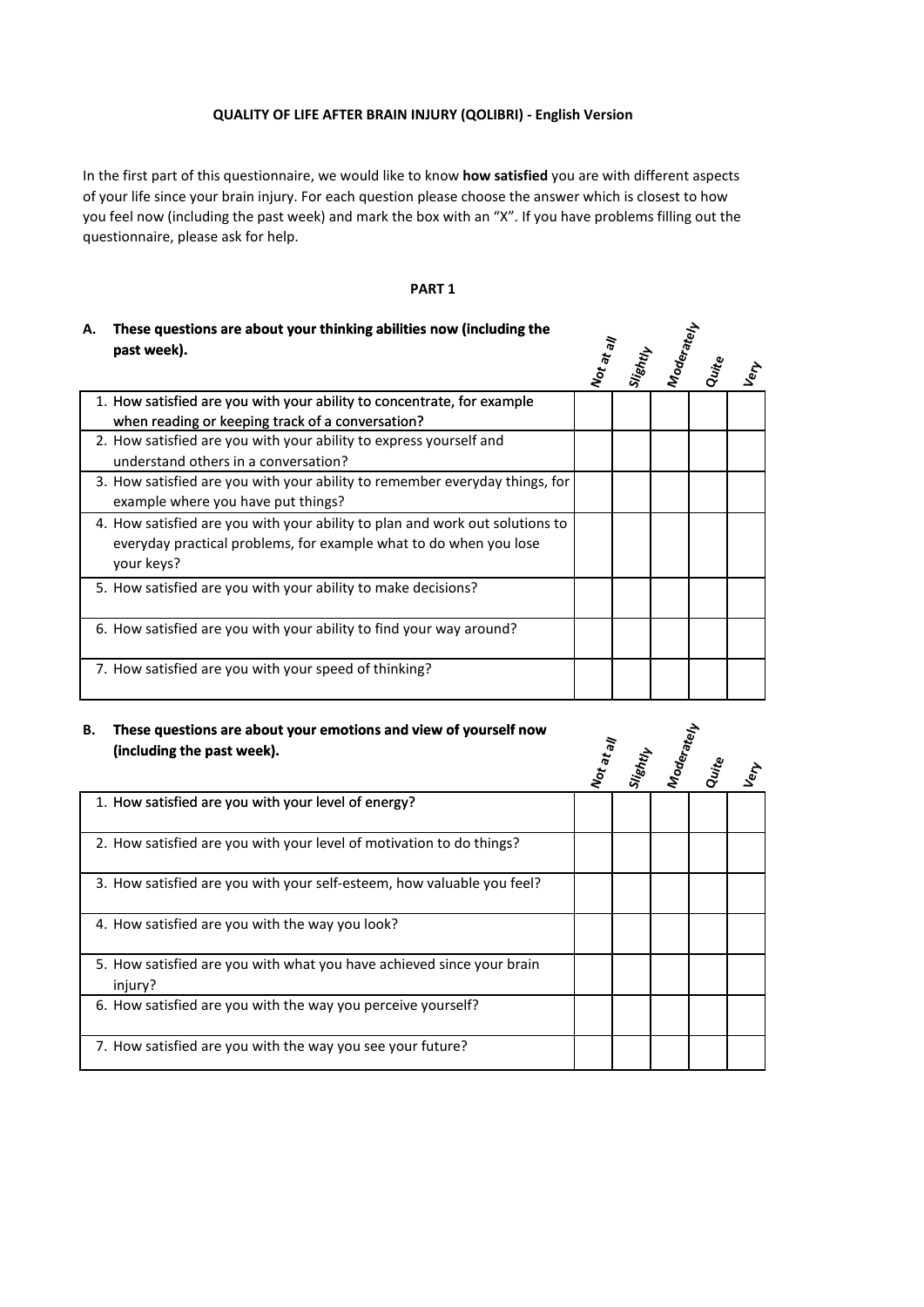**QUALITY OF LIFE AFTER BRAIN INJURY (QOLIBRI) - English Version**

In the first part of this questionnaire, we would like to know **how satisfied** you are with different aspects of your life since your brain injury. For each question please choose the answer which is closest to how you feel now (including the past week) and mark the box with an "X". If you have problems filling out the questionnaire, please ask for help.

**PART 1**

**A. These questions are about your thinking abilities now (including the past week).**

| | Not at all | Slightly | Moderately | Quite | Very |
|---|---|---|---|---|---|
| 1. How satisfied are you with your ability to concentrate, for example when reading or keeping track of a conversation? | | | | | |
| 2. How satisfied are you with your ability to express yourself and understand others in a conversation? | | | | | |
| 3. How satisfied are you with your ability to remember everyday things, for example where you have put things? | | | | | |
| 4. How satisfied are you with your ability to plan and work out solutions to everyday practical problems, for example what to do when you lose your keys? | | | | | |
| 5. How satisfied are you with your ability to make decisions? | | | | | |
| 6. How satisfied are you with your ability to find your way around? | | | | | |
| 7. How satisfied are you with your speed of thinking? | | | | | |

**B. These questions are about your emotions and view of yourself now (including the past week).**

| | Not at all | Slightly | Moderately | Quite | Very |
|---|---|---|---|---|---|
| 1. How satisfied are you with your level of energy? | | | | | |
| 2. How satisfied are you with your level of motivation to do things? | | | | | |
| 3. How satisfied are you with your self-esteem, how valuable you feel? | | | | | |
| 4. How satisfied are you with the way you look? | | | | | |
| 5. How satisfied are you with what you have achieved since your brain injury? | | | | | |
| 6. How satisfied are you with the way you perceive yourself? | | | | | |
| 7. How satisfied are you with the way you see your future? | | | | | |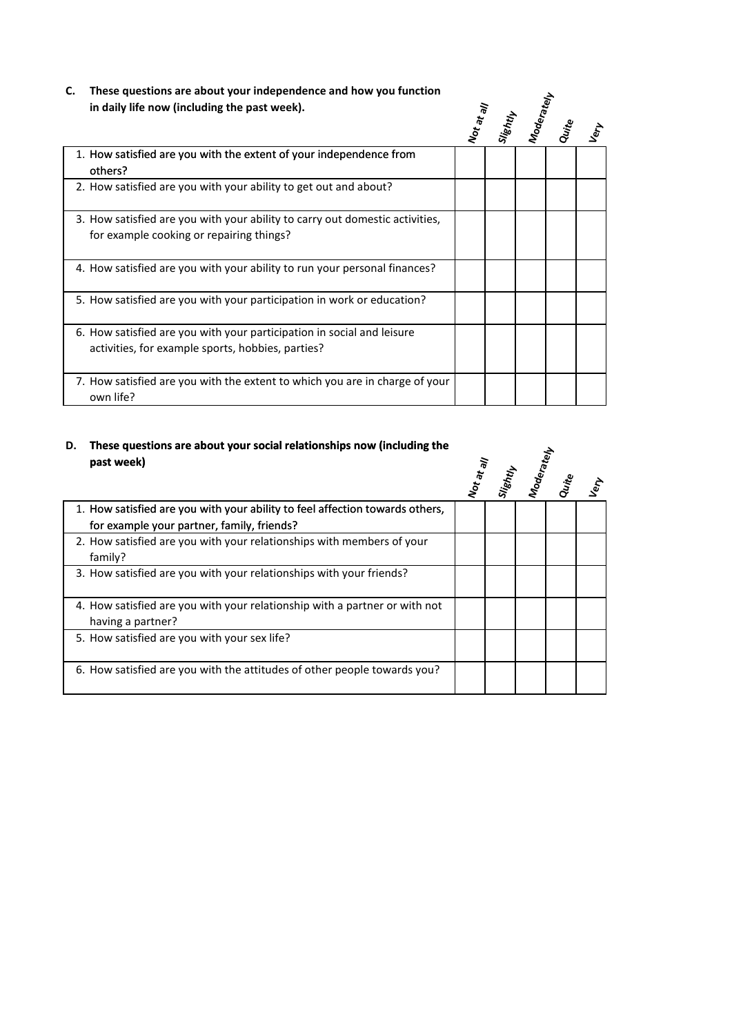**C. These questions are about your independence and how you function in daily life now (including the past week).**

| | Not at all | Slightly | Moderately | Quite | Very |
|---|---|---|---|---|---|
| 1. How satisfied are you with the extent of your independence from others? | | | | | |
| 2. How satisfied are you with your ability to get out and about? | | | | | |
| 3. How satisfied are you with your ability to carry out domestic activities, for example cooking or repairing things? | | | | | |
| 4. How satisfied are you with your ability to run your personal finances? | | | | | |
| 5. How satisfied are you with your participation in work or education? | | | | | |
| 6. How satisfied are you with your participation in social and leisure activities, for example sports, hobbies, parties? | | | | | |
| 7. How satisfied are you with the extent to which you are in charge of your own life? | | | | | |

**D. These questions are about your social relationships now (including the past week)**

| | Not at all | Slightly | Moderately | Quite | Very |
|---|---|---|---|---|---|
| 1. How satisfied are you with your ability to feel affection towards others, for example your partner, family, friends? | | | | | |
| 2. How satisfied are you with your relationships with members of your family? | | | | | |
| 3. How satisfied are you with your relationships with your friends? | | | | | |
| 4. How satisfied are you with your relationship with a partner or with not having a partner? | | | | | |
| 5. How satisfied are you with your sex life? | | | | | |
| 6. How satisfied are you with the attitudes of other people towards you? | | | | | |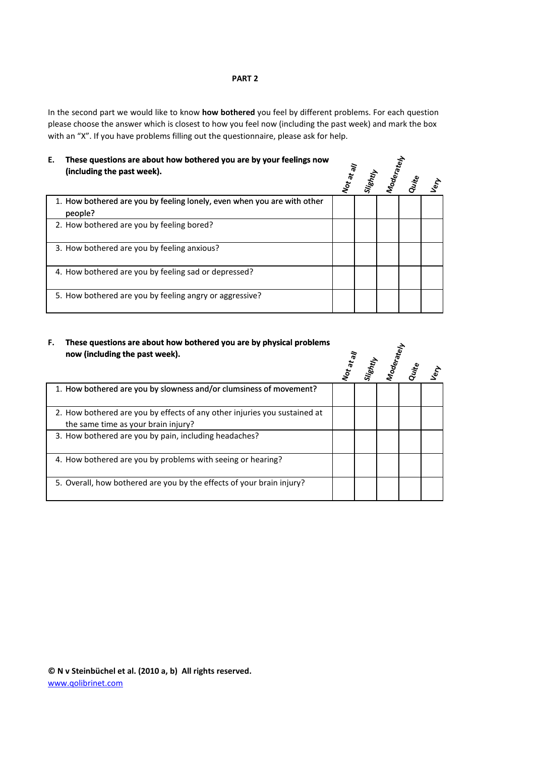**PART 2**

In the second part we would like to know **how bothered** you feel by different problems. For each question please choose the answer which is closest to how you feel now (including the past week) and mark the box with an "X". If you have problems filling out the questionnaire, please ask for help.

| **E. These questions are about how bothered you are by your feelings now (including the past week).** | *Not at all* | *Slightly* | *Moderately* | *Quite* | *Very* |
|---|---|---|---|---|---|
| 1. How bothered are you by feeling lonely, even when you are with other people? | | | | | |
| 2. How bothered are you by feeling bored? | | | | | |
| 3. How bothered are you by feeling anxious? | | | | | |
| 4. How bothered are you by feeling sad or depressed? | | | | | |
| 5. How bothered are you by feeling angry or aggressive? | | | | | |

| **F. These questions are about how bothered you are by physical problems now (including the past week).** | *Not at all* | *Slightly* | *Moderately* | *Quite* | *Very* |
|---|---|---|---|---|---|
| 1. How bothered are you by slowness and/or clumsiness of movement? | | | | | |
| 2. How bothered are you by effects of any other injuries you sustained at the same time as your brain injury? | | | | | |
| 3. How bothered are you by pain, including headaches? | | | | | |
| 4. How bothered are you by problems with seeing or hearing? | | | | | |
| 5. Overall, how bothered are you by the effects of your brain injury? | | | | | |

**© N v Steinbüchel et al. (2010 a, b) All rights reserved.**
www.qolibrinet.com